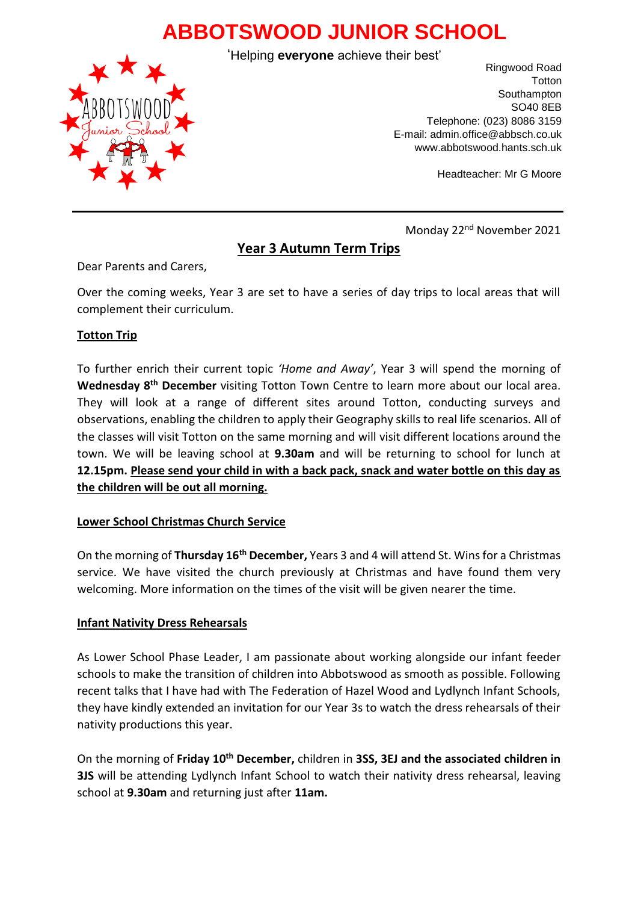# ABBOTSWOOD JUNIOR SCHOOL

'Helping **everyone** achieve their best'

Ringwood Road
Totton
Southampton
SO40 8EB
Telephone: (023) 8086 3159
E-mail: admin.office@abbsch.co.uk
www.abbotswood.hants.sch.uk

Headteacher: Mr G Moore

Monday 22nd November 2021

## Year 3 Autumn Term Trips

Dear Parents and Carers,

Over the coming weeks, Year 3 are set to have a series of day trips to local areas that will complement their curriculum.

### Totton Trip

To further enrich their current topic *'Home and Away'*, Year 3 will spend the morning of **Wednesday 8th December** visiting Totton Town Centre to learn more about our local area. They will look at a range of different sites around Totton, conducting surveys and observations, enabling the children to apply their Geography skills to real life scenarios. All of the classes will visit Totton on the same morning and will visit different locations around the town. We will be leaving school at **9.30am** and will be returning to school for lunch at **12.15pm. Please send your child in with a back pack, snack and water bottle on this day as the children will be out all morning.**

### Lower School Christmas Church Service

On the morning of **Thursday 16th December,** Years 3 and 4 will attend St. Wins for a Christmas service. We have visited the church previously at Christmas and have found them very welcoming. More information on the times of the visit will be given nearer the time.

### Infant Nativity Dress Rehearsals

As Lower School Phase Leader, I am passionate about working alongside our infant feeder schools to make the transition of children into Abbotswood as smooth as possible. Following recent talks that I have had with The Federation of Hazel Wood and Lydlynch Infant Schools, they have kindly extended an invitation for our Year 3s to watch the dress rehearsals of their nativity productions this year.

On the morning of **Friday 10th December,** children in **3SS, 3EJ and the associated children in 3JS** will be attending Lydlynch Infant School to watch their nativity dress rehearsal, leaving school at **9.30am** and returning just after **11am.**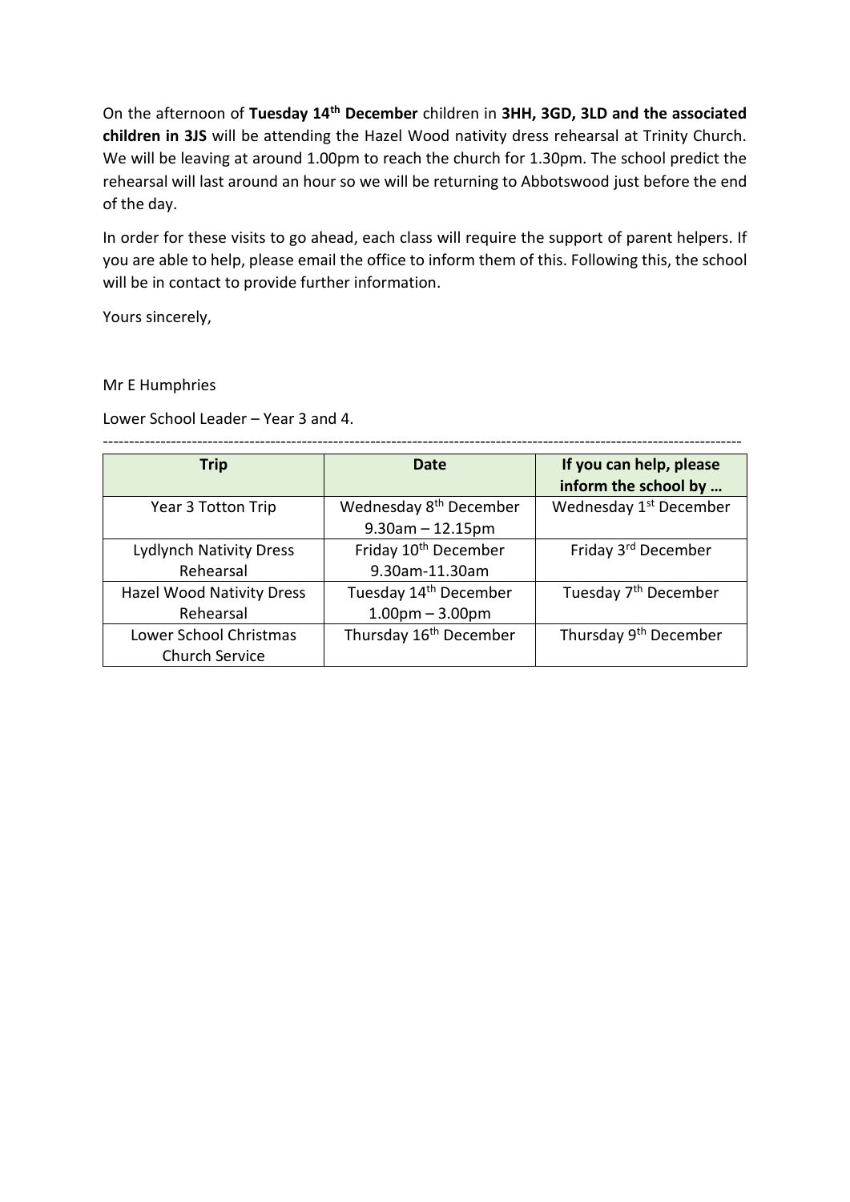On the afternoon of **Tuesday 14th December** children in **3HH, 3GD, 3LD and the associated children in 3JS** will be attending the Hazel Wood nativity dress rehearsal at Trinity Church. We will be leaving at around 1.00pm to reach the church for 1.30pm. The school predict the rehearsal will last around an hour so we will be returning to Abbotswood just before the end of the day.

In order for these visits to go ahead, each class will require the support of parent helpers. If you are able to help, please email the office to inform them of this. Following this, the school will be in contact to provide further information.

Yours sincerely,

Mr E Humphries

Lower School Leader – Year 3 and 4.

---

| Trip | Date | If you can help, please inform the school by … |
|---|---|---|
| Year 3 Totton Trip | Wednesday 8th December 9.30am – 12.15pm | Wednesday 1st December |
| Lydlynch Nativity Dress Rehearsal | Friday 10th December 9.30am-11.30am | Friday 3rd December |
| Hazel Wood Nativity Dress Rehearsal | Tuesday 14th December 1.00pm – 3.00pm | Tuesday 7th December |
| Lower School Christmas Church Service | Thursday 16th December | Thursday 9th December |